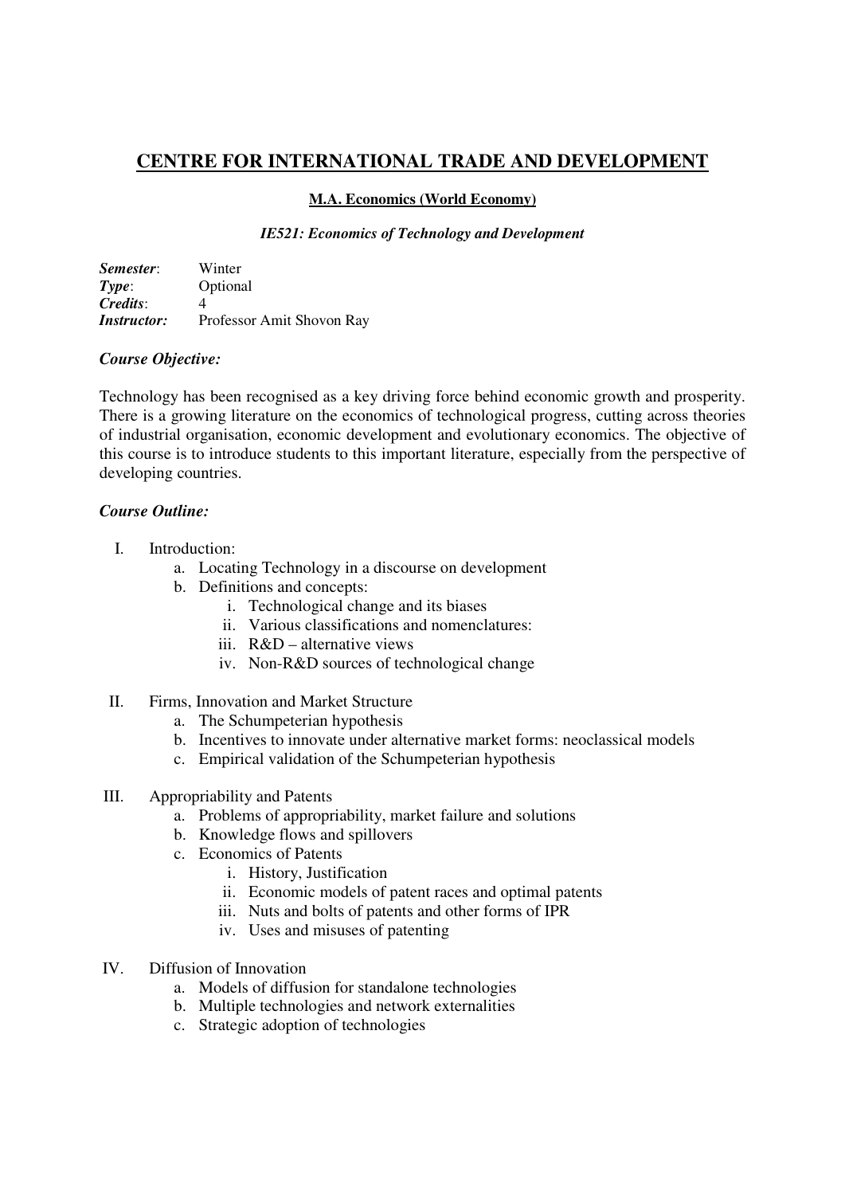# CENTRE FOR INTERNATIONAL TRADE AND DEVELOPMENT

## M.A. Economics (World Economy)

### *IE521: Economics of Technology and Development*

***Semester***: Winter
***Type***: Optional
***Credits***: 4
***Instructor:*** Professor Amit Shovon Ray

***Course Objective:***

Technology has been recognised as a key driving force behind economic growth and prosperity. There is a growing literature on the economics of technological progress, cutting across theories of industrial organisation, economic development and evolutionary economics. The objective of this course is to introduce students to this important literature, especially from the perspective of developing countries.

***Course Outline:***

I. Introduction:
   a. Locating Technology in a discourse on development
   b. Definitions and concepts:
      i. Technological change and its biases
      ii. Various classifications and nomenclatures:
      iii. R&D – alternative views
      iv. Non-R&D sources of technological change

II. Firms, Innovation and Market Structure
   a. The Schumpeterian hypothesis
   b. Incentives to innovate under alternative market forms: neoclassical models
   c. Empirical validation of the Schumpeterian hypothesis

III. Appropriability and Patents
   a. Problems of appropriability, market failure and solutions
   b. Knowledge flows and spillovers
   c. Economics of Patents
      i. History, Justification
      ii. Economic models of patent races and optimal patents
      iii. Nuts and bolts of patents and other forms of IPR
      iv. Uses and misuses of patenting

IV. Diffusion of Innovation
   a. Models of diffusion for standalone technologies
   b. Multiple technologies and network externalities
   c. Strategic adoption of technologies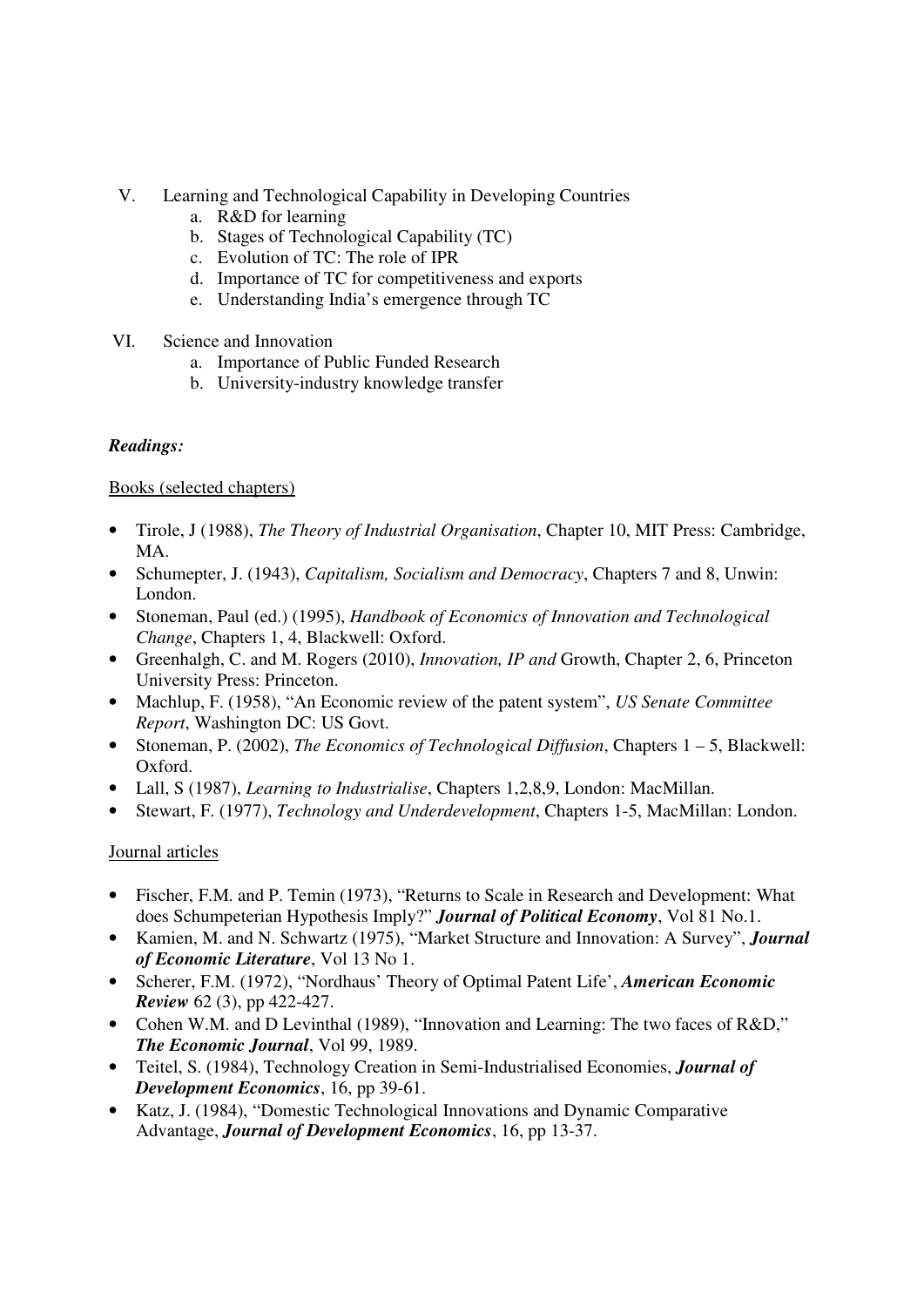V. Learning and Technological Capability in Developing Countries
   a. R&D for learning
   b. Stages of Technological Capability (TC)
   c. Evolution of TC: The role of IPR
   d. Importance of TC for competitiveness and exports
   e. Understanding India's emergence through TC

VI. Science and Innovation
   a. Importance of Public Funded Research
   b. University-industry knowledge transfer

***Readings:***

Books (selected chapters)

- Tirole, J (1988), *The Theory of Industrial Organisation*, Chapter 10, MIT Press: Cambridge, MA.
- Schumepter, J. (1943), *Capitalism, Socialism and Democracy*, Chapters 7 and 8, Unwin: London.
- Stoneman, Paul (ed.) (1995), *Handbook of Economics of Innovation and Technological Change*, Chapters 1, 4, Blackwell: Oxford.
- Greenhalgh, C. and M. Rogers (2010), *Innovation, IP and* Growth, Chapter 2, 6, Princeton University Press: Princeton.
- Machlup, F. (1958), "An Economic review of the patent system", *US Senate Committee Report*, Washington DC: US Govt.
- Stoneman, P. (2002), *The Economics of Technological Diffusion*, Chapters 1 – 5, Blackwell: Oxford.
- Lall, S (1987), *Learning to Industrialise*, Chapters 1,2,8,9, London: MacMillan.
- Stewart, F. (1977), *Technology and Underdevelopment*, Chapters 1-5, MacMillan: London.

Journal articles

- Fischer, F.M. and P. Temin (1973), "Returns to Scale in Research and Development: What does Schumpeterian Hypothesis Imply?" ***Journal of Political Economy***, Vol 81 No.1.
- Kamien, M. and N. Schwartz (1975), "Market Structure and Innovation: A Survey", ***Journal of Economic Literature***, Vol 13 No 1.
- Scherer, F.M. (1972), "Nordhaus' Theory of Optimal Patent Life', ***American Economic Review*** 62 (3), pp 422-427.
- Cohen W.M. and D Levinthal (1989), "Innovation and Learning: The two faces of R&D," ***The Economic Journal***, Vol 99, 1989.
- Teitel, S. (1984), Technology Creation in Semi-Industrialised Economies, ***Journal of Development Economics***, 16, pp 39-61.
- Katz, J. (1984), "Domestic Technological Innovations and Dynamic Comparative Advantage, ***Journal of Development Economics***, 16, pp 13-37.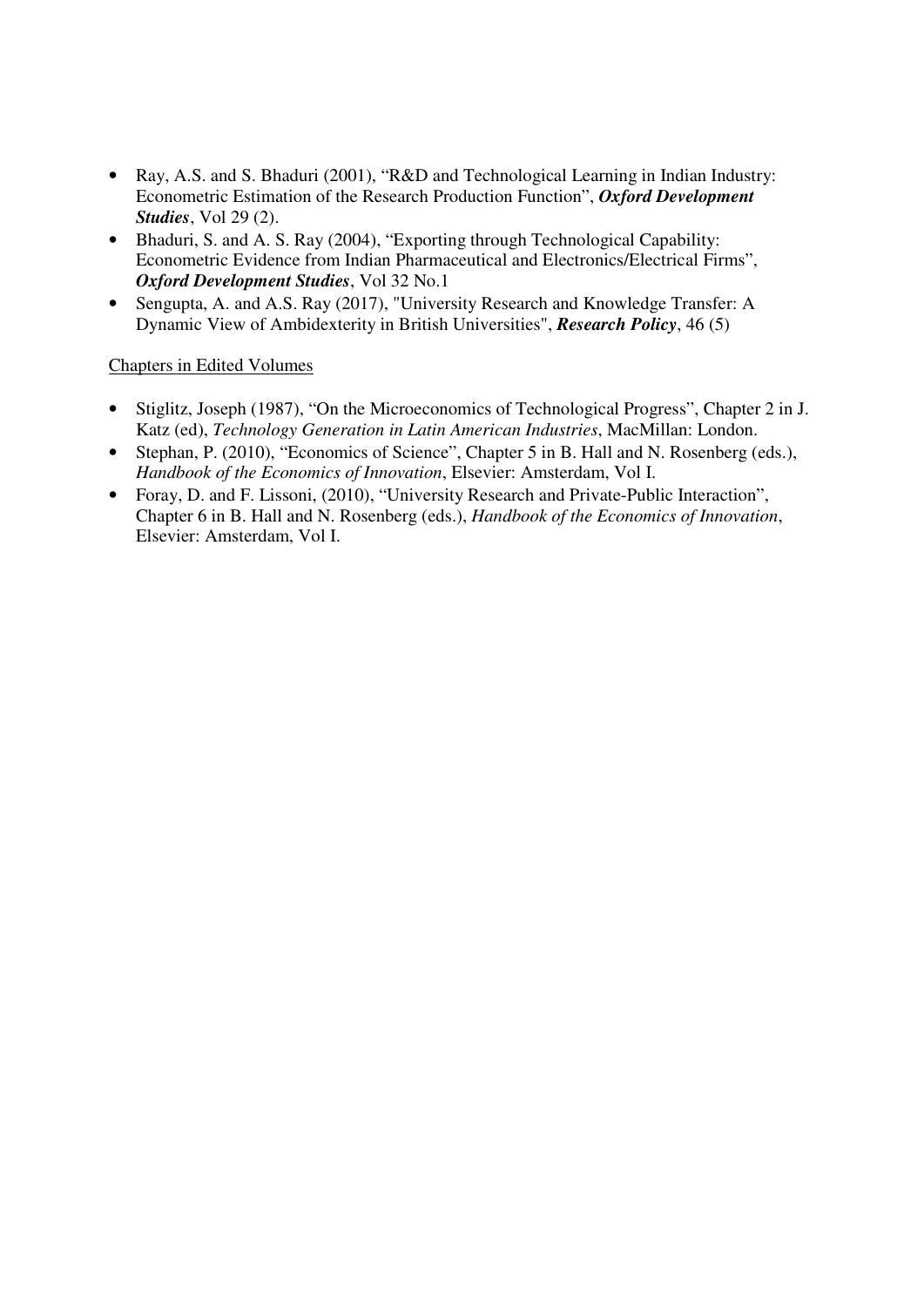- Ray, A.S. and S. Bhaduri (2001), "R&D and Technological Learning in Indian Industry: Econometric Estimation of the Research Production Function", ***Oxford Development Studies***, Vol 29 (2).
- Bhaduri, S. and A. S. Ray (2004), "Exporting through Technological Capability: Econometric Evidence from Indian Pharmaceutical and Electronics/Electrical Firms", ***Oxford Development Studies***, Vol 32 No.1
- Sengupta, A. and A.S. Ray (2017), "University Research and Knowledge Transfer: A Dynamic View of Ambidexterity in British Universities", ***Research Policy***, 46 (5)

<u>Chapters in Edited Volumes</u>

- Stiglitz, Joseph (1987), "On the Microeconomics of Technological Progress", Chapter 2 in J. Katz (ed), *Technology Generation in Latin American Industries*, MacMillan: London.
- Stephan, P. (2010), "Economics of Science", Chapter 5 in B. Hall and N. Rosenberg (eds.), *Handbook of the Economics of Innovation*, Elsevier: Amsterdam, Vol I.
- Foray, D. and F. Lissoni, (2010), "University Research and Private-Public Interaction", Chapter 6 in B. Hall and N. Rosenberg (eds.), *Handbook of the Economics of Innovation*, Elsevier: Amsterdam, Vol I.